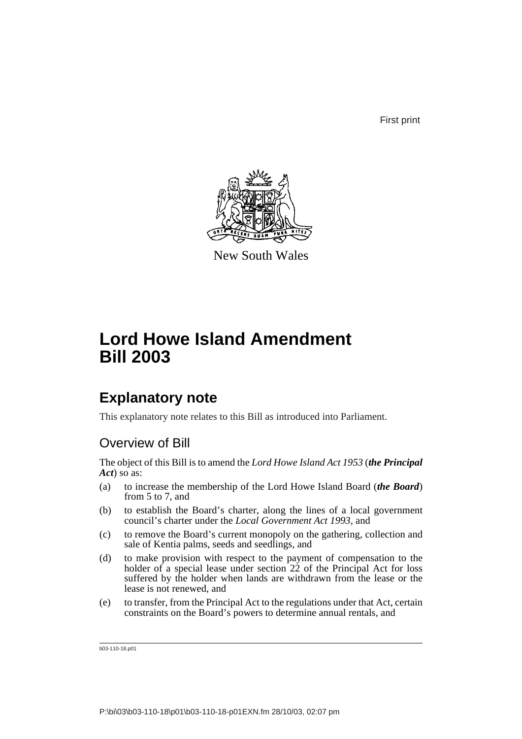First print

New South Wales

# Lord Howe Island Amendment Bill 2003

## Explanatory note

This explanatory note relates to this Bill as introduced into Parliament.

### Overview of Bill

The object of this Bill is to amend the *Lord Howe Island Act 1953* (***the Principal Act***) so as:

(a) to increase the membership of the Lord Howe Island Board (***the Board***) from 5 to 7, and

(b) to establish the Board's charter, along the lines of a local government council's charter under the *Local Government Act 1993*, and

(c) to remove the Board's current monopoly on the gathering, collection and sale of Kentia palms, seeds and seedlings, and

(d) to make provision with respect to the payment of compensation to the holder of a special lease under section 22 of the Principal Act for loss suffered by the holder when lands are withdrawn from the lease or the lease is not renewed, and

(e) to transfer, from the Principal Act to the regulations under that Act, certain constraints on the Board's powers to determine annual rentals, and

b03-110-18.p01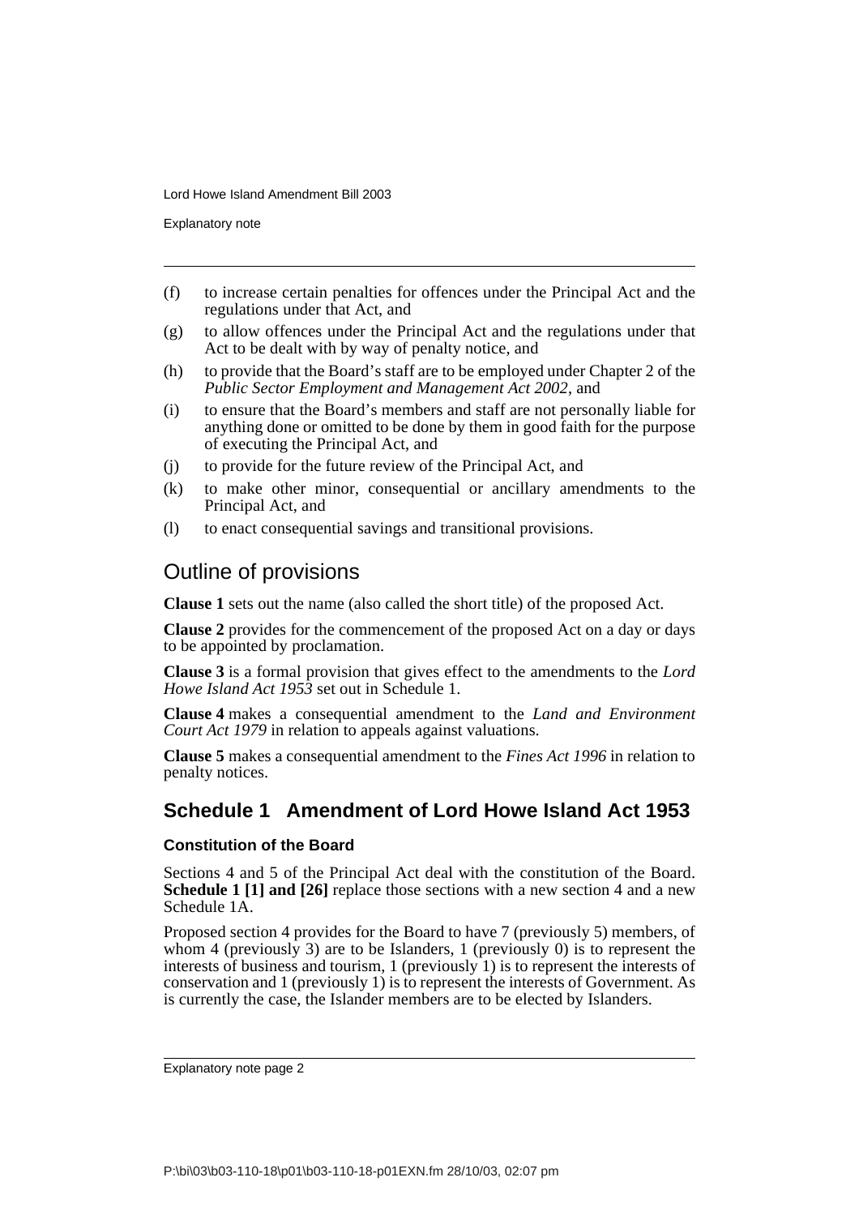(f) to increase certain penalties for offences under the Principal Act and the regulations under that Act, and

(g) to allow offences under the Principal Act and the regulations under that Act to be dealt with by way of penalty notice, and

(h) to provide that the Board's staff are to be employed under Chapter 2 of the *Public Sector Employment and Management Act 2002*, and

(i) to ensure that the Board's members and staff are not personally liable for anything done or omitted to be done by them in good faith for the purpose of executing the Principal Act, and

(j) to provide for the future review of the Principal Act, and

(k) to make other minor, consequential or ancillary amendments to the Principal Act, and

(l) to enact consequential savings and transitional provisions.

## Outline of provisions

**Clause 1** sets out the name (also called the short title) of the proposed Act.

**Clause 2** provides for the commencement of the proposed Act on a day or days to be appointed by proclamation.

**Clause 3** is a formal provision that gives effect to the amendments to the *Lord Howe Island Act 1953* set out in Schedule 1.

**Clause 4** makes a consequential amendment to the *Land and Environment Court Act 1979* in relation to appeals against valuations.

**Clause 5** makes a consequential amendment to the *Fines Act 1996* in relation to penalty notices.

## Schedule 1 Amendment of Lord Howe Island Act 1953

### Constitution of the Board

Sections 4 and 5 of the Principal Act deal with the constitution of the Board. **Schedule 1 [1] and [26]** replace those sections with a new section 4 and a new Schedule 1A.

Proposed section 4 provides for the Board to have 7 (previously 5) members, of whom 4 (previously 3) are to be Islanders, 1 (previously 0) is to represent the interests of business and tourism, 1 (previously 1) is to represent the interests of conservation and 1 (previously 1) is to represent the interests of Government. As is currently the case, the Islander members are to be elected by Islanders.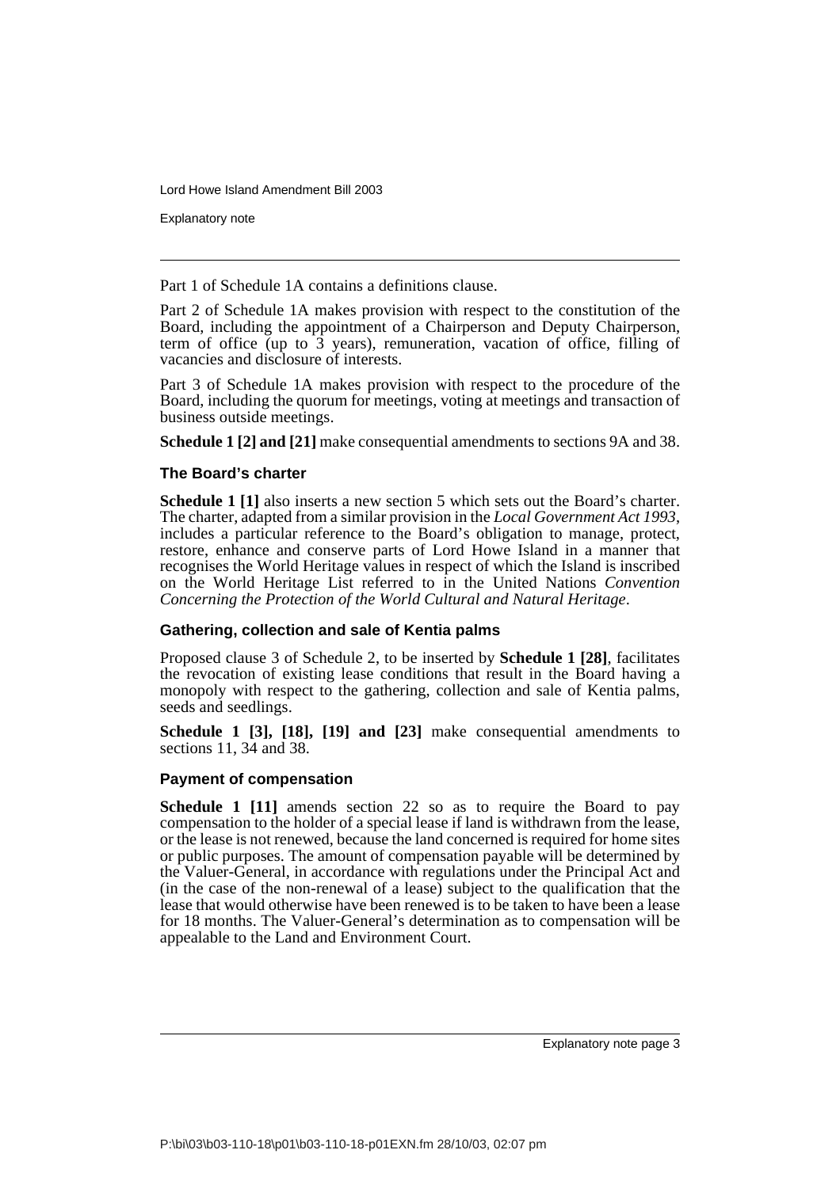Part 1 of Schedule 1A contains a definitions clause.

Part 2 of Schedule 1A makes provision with respect to the constitution of the Board, including the appointment of a Chairperson and Deputy Chairperson, term of office (up to 3 years), remuneration, vacation of office, filling of vacancies and disclosure of interests.

Part 3 of Schedule 1A makes provision with respect to the procedure of the Board, including the quorum for meetings, voting at meetings and transaction of business outside meetings.

**Schedule 1 [2] and [21]** make consequential amendments to sections 9A and 38.

### The Board's charter

**Schedule 1 [1]** also inserts a new section 5 which sets out the Board's charter. The charter, adapted from a similar provision in the *Local Government Act 1993*, includes a particular reference to the Board's obligation to manage, protect, restore, enhance and conserve parts of Lord Howe Island in a manner that recognises the World Heritage values in respect of which the Island is inscribed on the World Heritage List referred to in the United Nations *Convention Concerning the Protection of the World Cultural and Natural Heritage*.

### Gathering, collection and sale of Kentia palms

Proposed clause 3 of Schedule 2, to be inserted by **Schedule 1 [28]**, facilitates the revocation of existing lease conditions that result in the Board having a monopoly with respect to the gathering, collection and sale of Kentia palms, seeds and seedlings.

**Schedule 1 [3], [18], [19] and [23]** make consequential amendments to sections 11, 34 and 38.

### Payment of compensation

**Schedule 1 [11]** amends section 22 so as to require the Board to pay compensation to the holder of a special lease if land is withdrawn from the lease, or the lease is not renewed, because the land concerned is required for home sites or public purposes. The amount of compensation payable will be determined by the Valuer-General, in accordance with regulations under the Principal Act and (in the case of the non-renewal of a lease) subject to the qualification that the lease that would otherwise have been renewed is to be taken to have been a lease for 18 months. The Valuer-General's determination as to compensation will be appealable to the Land and Environment Court.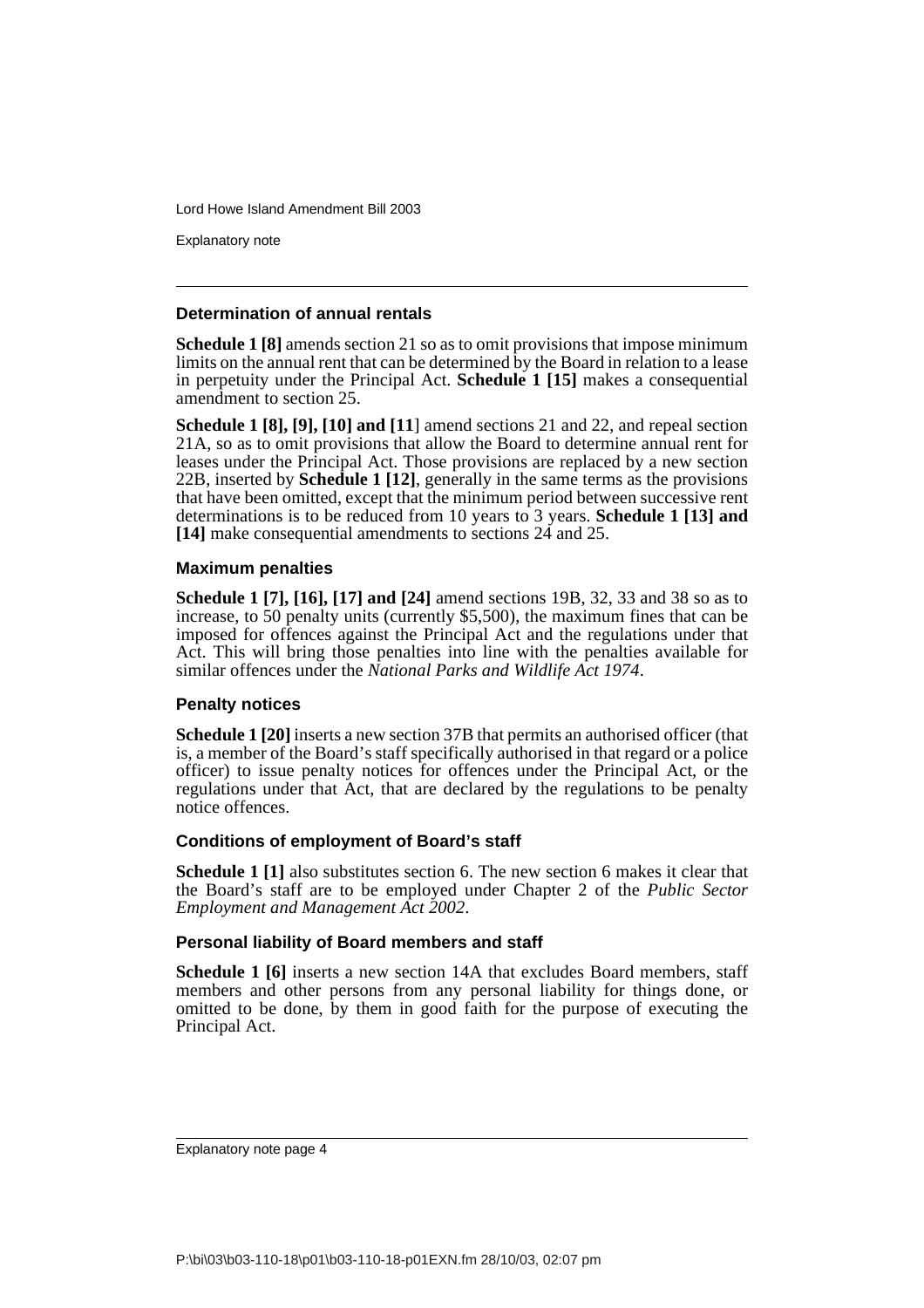### Determination of annual rentals

**Schedule 1 [8]** amends section 21 so as to omit provisions that impose minimum limits on the annual rent that can be determined by the Board in relation to a lease in perpetuity under the Principal Act. **Schedule 1 [15]** makes a consequential amendment to section 25.

**Schedule 1 [8], [9], [10] and [11]** amend sections 21 and 22, and repeal section 21A, so as to omit provisions that allow the Board to determine annual rent for leases under the Principal Act. Those provisions are replaced by a new section 22B, inserted by **Schedule 1 [12]**, generally in the same terms as the provisions that have been omitted, except that the minimum period between successive rent determinations is to be reduced from 10 years to 3 years. **Schedule 1 [13] and [14]** make consequential amendments to sections 24 and 25.

### Maximum penalties

**Schedule 1 [7], [16], [17] and [24]** amend sections 19B, 32, 33 and 38 so as to increase, to 50 penalty units (currently $5,500), the maximum fines that can be imposed for offences against the Principal Act and the regulations under that Act. This will bring those penalties into line with the penalties available for similar offences under the *National Parks and Wildlife Act 1974*.

### Penalty notices

**Schedule 1 [20]** inserts a new section 37B that permits an authorised officer (that is, a member of the Board's staff specifically authorised in that regard or a police officer) to issue penalty notices for offences under the Principal Act, or the regulations under that Act, that are declared by the regulations to be penalty notice offences.

### Conditions of employment of Board's staff

**Schedule 1 [1]** also substitutes section 6. The new section 6 makes it clear that the Board's staff are to be employed under Chapter 2 of the *Public Sector Employment and Management Act 2002*.

### Personal liability of Board members and staff

**Schedule 1 [6]** inserts a new section 14A that excludes Board members, staff members and other persons from any personal liability for things done, or omitted to be done, by them in good faith for the purpose of executing the Principal Act.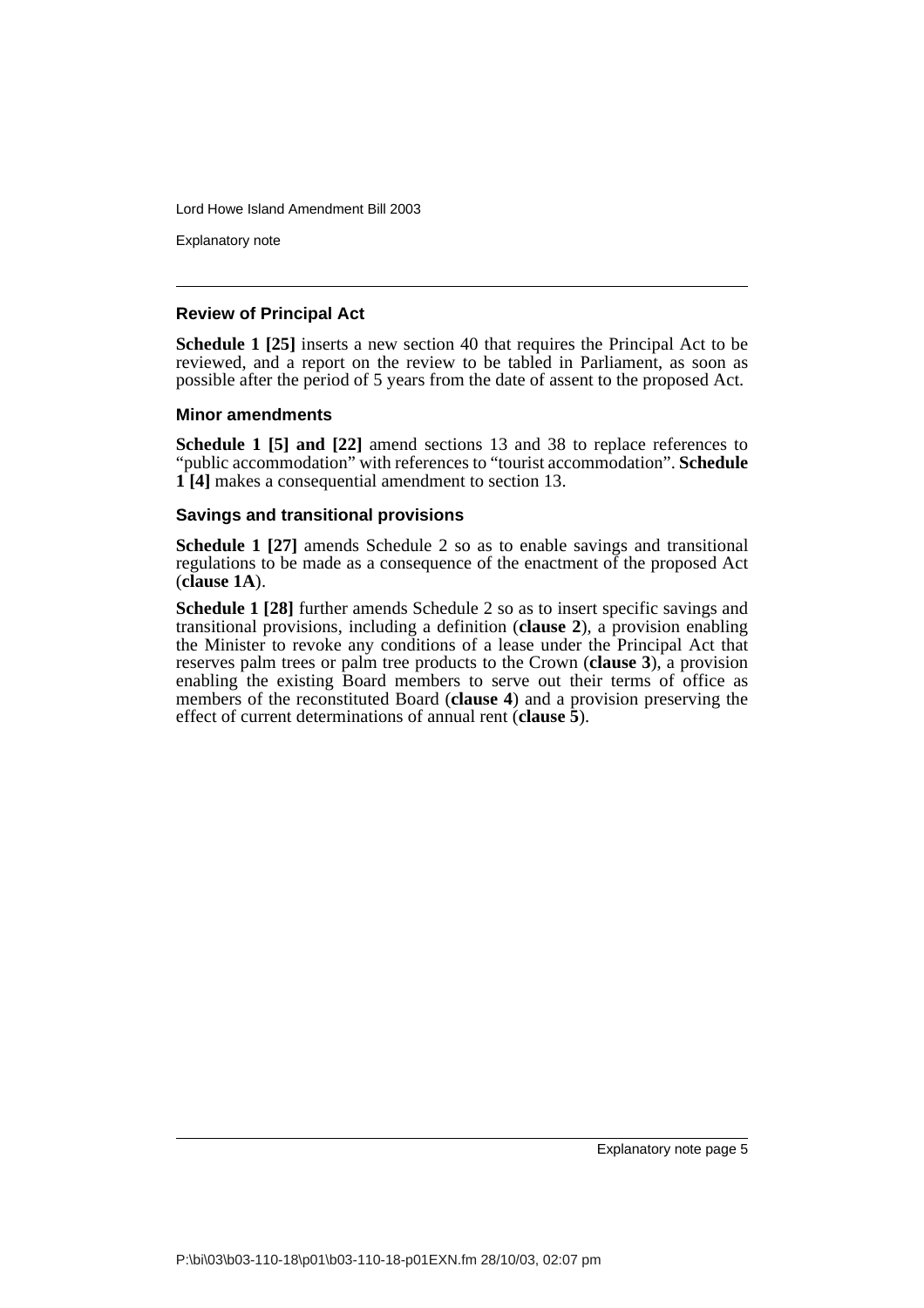### Review of Principal Act

**Schedule 1 [25]** inserts a new section 40 that requires the Principal Act to be reviewed, and a report on the review to be tabled in Parliament, as soon as possible after the period of 5 years from the date of assent to the proposed Act.

### Minor amendments

**Schedule 1 [5] and [22]** amend sections 13 and 38 to replace references to "public accommodation" with references to "tourist accommodation". **Schedule 1 [4]** makes a consequential amendment to section 13.

### Savings and transitional provisions

**Schedule 1 [27]** amends Schedule 2 so as to enable savings and transitional regulations to be made as a consequence of the enactment of the proposed Act (**clause 1A**).

**Schedule 1 [28]** further amends Schedule 2 so as to insert specific savings and transitional provisions, including a definition (**clause 2**), a provision enabling the Minister to revoke any conditions of a lease under the Principal Act that reserves palm trees or palm tree products to the Crown (**clause 3**), a provision enabling the existing Board members to serve out their terms of office as members of the reconstituted Board (**clause 4**) and a provision preserving the effect of current determinations of annual rent (**clause 5**).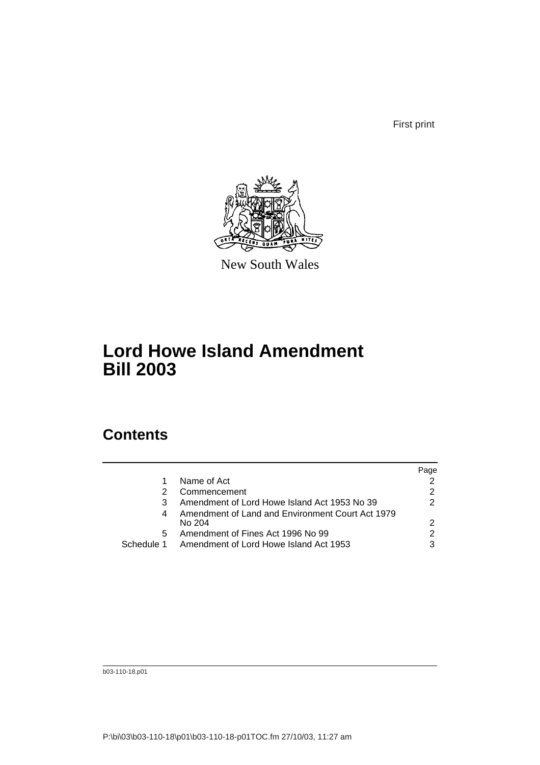First print

New South Wales

# Lord Howe Island Amendment Bill 2003

## Contents

| | | Page |
|---|---|---|
| 1 | Name of Act | 2 |
| 2 | Commencement | 2 |
| 3 | Amendment of Lord Howe Island Act 1953 No 39 | 2 |
| 4 | Amendment of Land and Environment Court Act 1979 No 204 | 2 |
| 5 | Amendment of Fines Act 1996 No 99 | 2 |
| Schedule 1 | Amendment of Lord Howe Island Act 1953 | 3 |

b03-110-18.p01

P:\bi\03\b03-110-18\p01\b03-110-18-p01TOC.fm 27/10/03, 11:27 am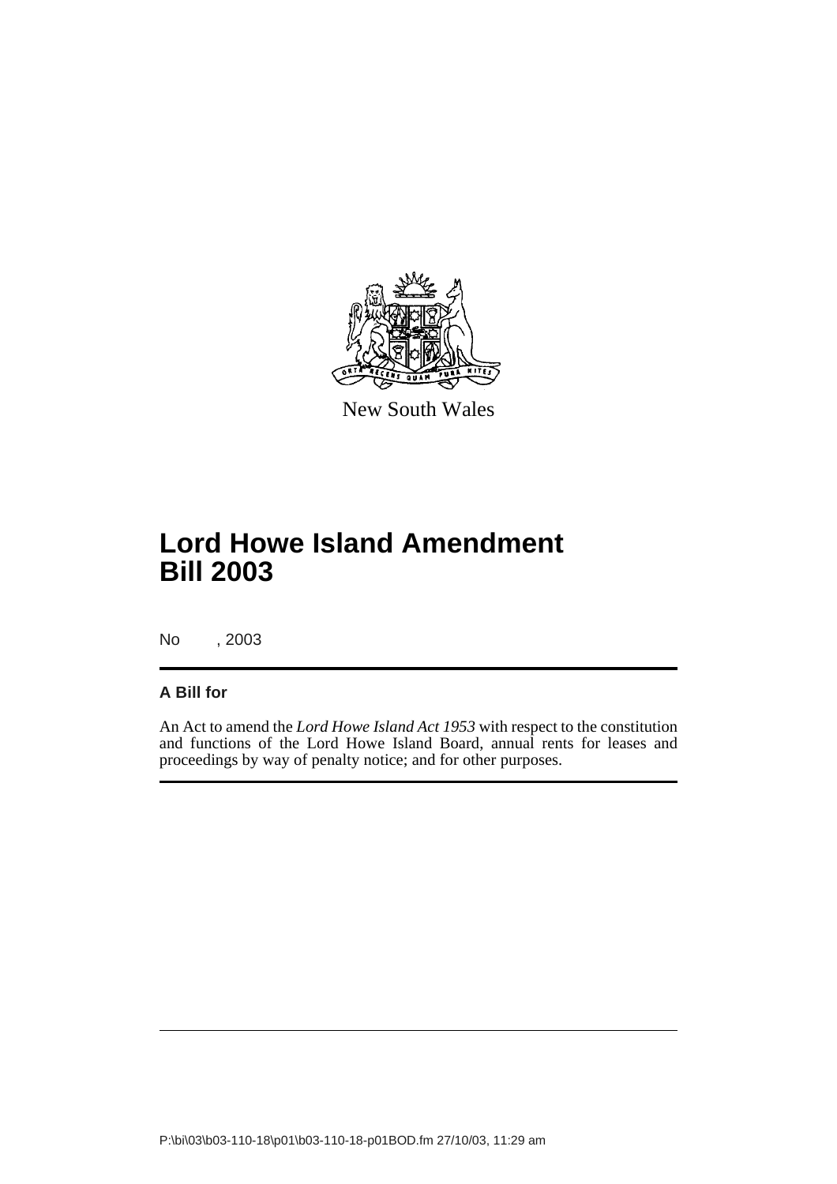New South Wales

# Lord Howe Island Amendment Bill 2003

No , 2003

## A Bill for

An Act to amend the *Lord Howe Island Act 1953* with respect to the constitution and functions of the Lord Howe Island Board, annual rents for leases and proceedings by way of penalty notice; and for other purposes.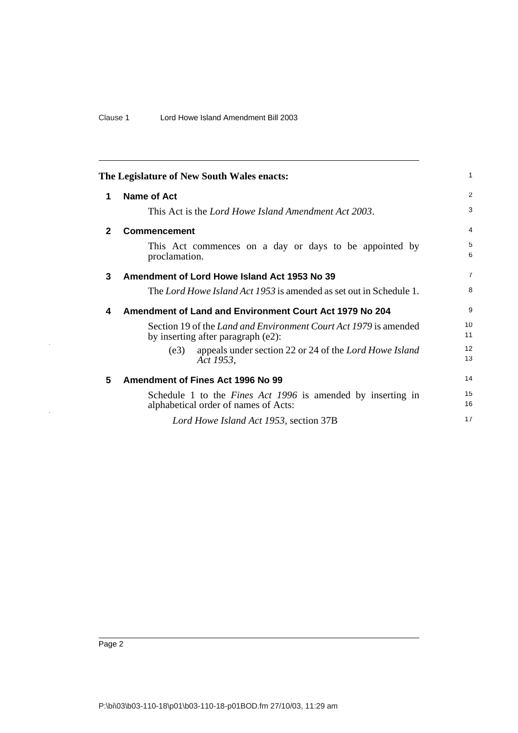**The Legislature of New South Wales enacts:**

## 1 Name of Act

This Act is the *Lord Howe Island Amendment Act 2003*.

## 2 Commencement

This Act commences on a day or days to be appointed by proclamation.

## 3 Amendment of Lord Howe Island Act 1953 No 39

The *Lord Howe Island Act 1953* is amended as set out in Schedule 1.

## 4 Amendment of Land and Environment Court Act 1979 No 204

Section 19 of the *Land and Environment Court Act 1979* is amended by inserting after paragraph (e2):

(e3) appeals under section 22 or 24 of the *Lord Howe Island Act 1953*,

## 5 Amendment of Fines Act 1996 No 99

Schedule 1 to the *Fines Act 1996* is amended by inserting in alphabetical order of names of Acts:

*Lord Howe Island Act 1953*, section 37B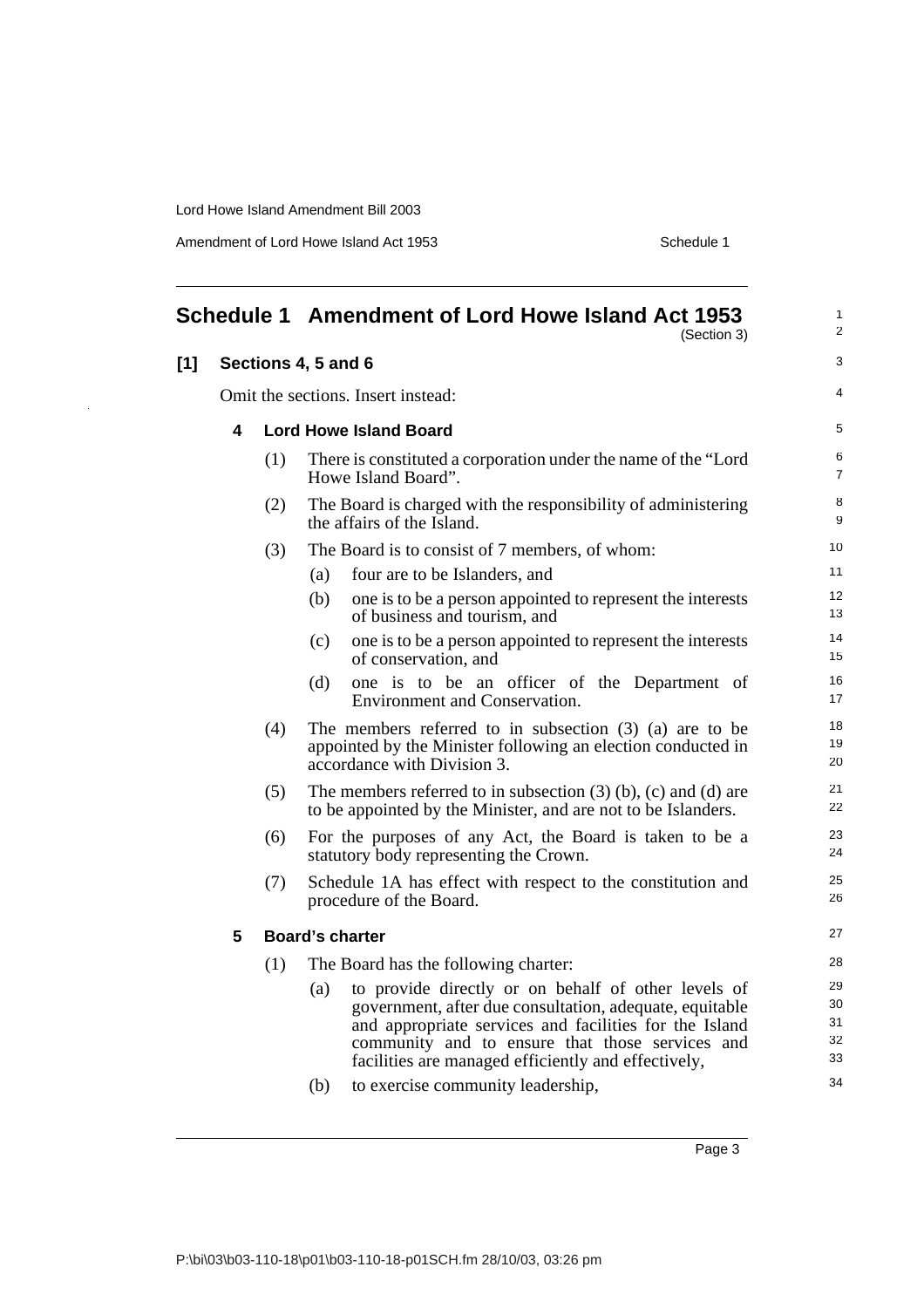# Schedule 1 Amendment of Lord Howe Island Act 1953

(Section 3)

**[1] Sections 4, 5 and 6**

Omit the sections. Insert instead:

### 4 Lord Howe Island Board

(1) There is constituted a corporation under the name of the "Lord Howe Island Board".

(2) The Board is charged with the responsibility of administering the affairs of the Island.

(3) The Board is to consist of 7 members, of whom:

- (a) four are to be Islanders, and
- (b) one is to be a person appointed to represent the interests of business and tourism, and
- (c) one is to be a person appointed to represent the interests of conservation, and
- (d) one is to be an officer of the Department of Environment and Conservation.

(4) The members referred to in subsection (3) (a) are to be appointed by the Minister following an election conducted in accordance with Division 3.

(5) The members referred to in subsection (3) (b), (c) and (d) are to be appointed by the Minister, and are not to be Islanders.

(6) For the purposes of any Act, the Board is taken to be a statutory body representing the Crown.

(7) Schedule 1A has effect with respect to the constitution and procedure of the Board.

### 5 Board's charter

(1) The Board has the following charter:

- (a) to provide directly or on behalf of other levels of government, after due consultation, adequate, equitable and appropriate services and facilities for the Island community and to ensure that those services and facilities are managed efficiently and effectively,
- (b) to exercise community leadership,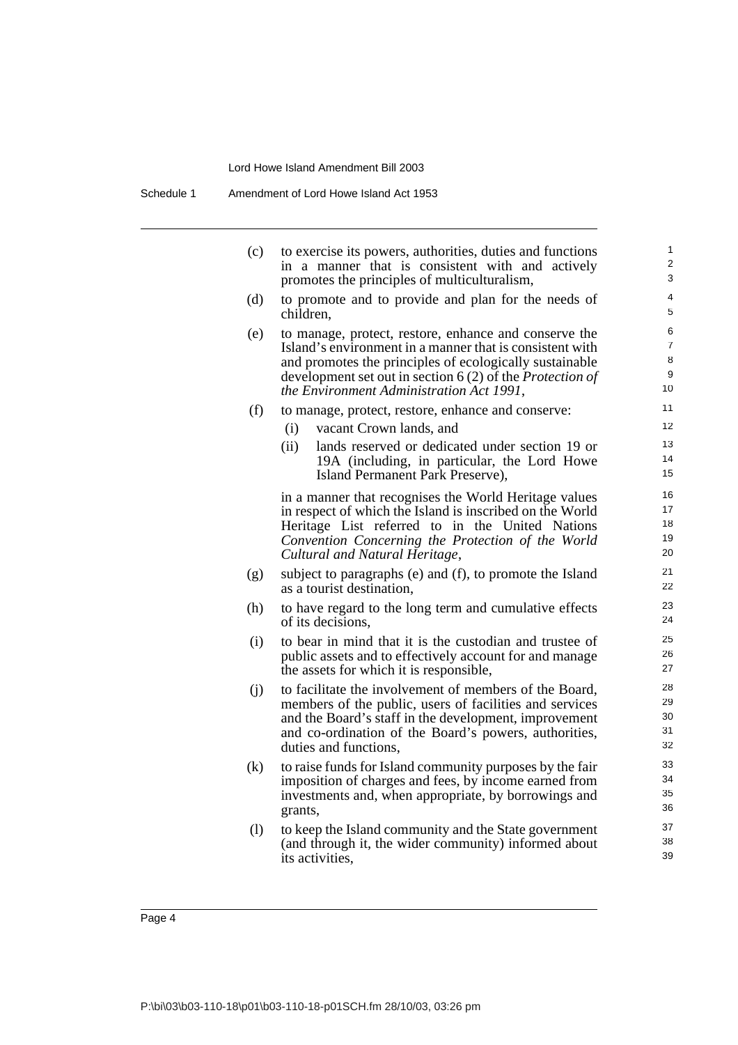(c) to exercise its powers, authorities, duties and functions in a manner that is consistent with and actively promotes the principles of multiculturalism,

(d) to promote and to provide and plan for the needs of children,

(e) to manage, protect, restore, enhance and conserve the Island's environment in a manner that is consistent with and promotes the principles of ecologically sustainable development set out in section 6 (2) of the *Protection of the Environment Administration Act 1991*,

(f) to manage, protect, restore, enhance and conserve:

  (i) vacant Crown lands, and

  (ii) lands reserved or dedicated under section 19 or 19A (including, in particular, the Lord Howe Island Permanent Park Preserve),

  in a manner that recognises the World Heritage values in respect of which the Island is inscribed on the World Heritage List referred to in the United Nations *Convention Concerning the Protection of the World Cultural and Natural Heritage*,

(g) subject to paragraphs (e) and (f), to promote the Island as a tourist destination,

(h) to have regard to the long term and cumulative effects of its decisions,

(i) to bear in mind that it is the custodian and trustee of public assets and to effectively account for and manage the assets for which it is responsible,

(j) to facilitate the involvement of members of the Board, members of the public, users of facilities and services and the Board's staff in the development, improvement and co-ordination of the Board's powers, authorities, duties and functions,

(k) to raise funds for Island community purposes by the fair imposition of charges and fees, by income earned from investments and, when appropriate, by borrowings and grants,

(l) to keep the Island community and the State government (and through it, the wider community) informed about its activities,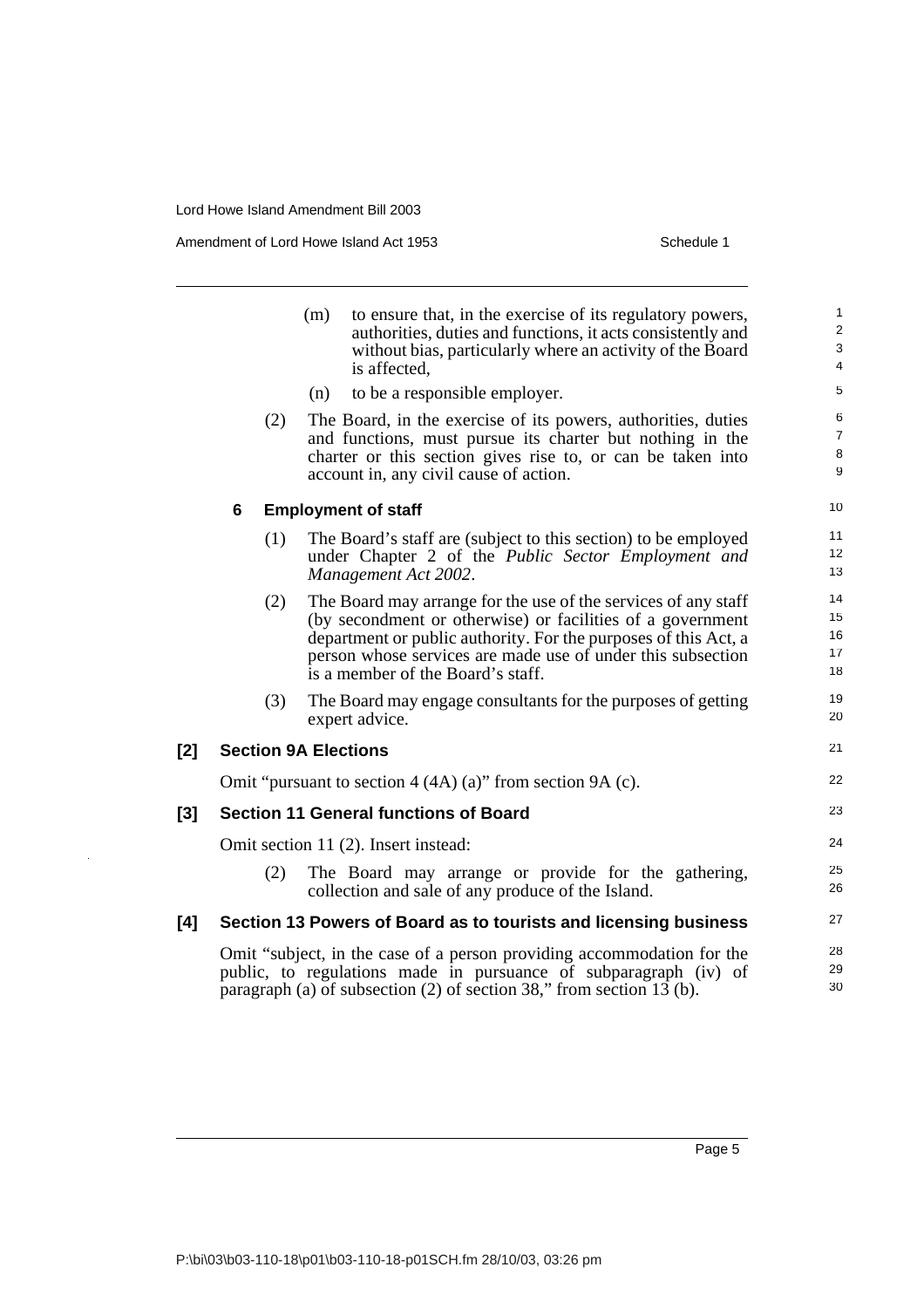(m) to ensure that, in the exercise of its regulatory powers, authorities, duties and functions, it acts consistently and without bias, particularly where an activity of the Board is affected,

(n) to be a responsible employer.

(2) The Board, in the exercise of its powers, authorities, duties and functions, must pursue its charter but nothing in the charter or this section gives rise to, or can be taken into account in, any civil cause of action.

#### 6 Employment of staff

(1) The Board's staff are (subject to this section) to be employed under Chapter 2 of the *Public Sector Employment and Management Act 2002*.

(2) The Board may arrange for the use of the services of any staff (by secondment or otherwise) or facilities of a government department or public authority. For the purposes of this Act, a person whose services are made use of under this subsection is a member of the Board's staff.

(3) The Board may engage consultants for the purposes of getting expert advice.

### [2] Section 9A Elections

Omit "pursuant to section 4 (4A) (a)" from section 9A (c).

### [3] Section 11 General functions of Board

Omit section 11 (2). Insert instead:

(2) The Board may arrange or provide for the gathering, collection and sale of any produce of the Island.

### [4] Section 13 Powers of Board as to tourists and licensing business

Omit "subject, in the case of a person providing accommodation for the public, to regulations made in pursuance of subparagraph (iv) of paragraph (a) of subsection (2) of section 38," from section 13 (b).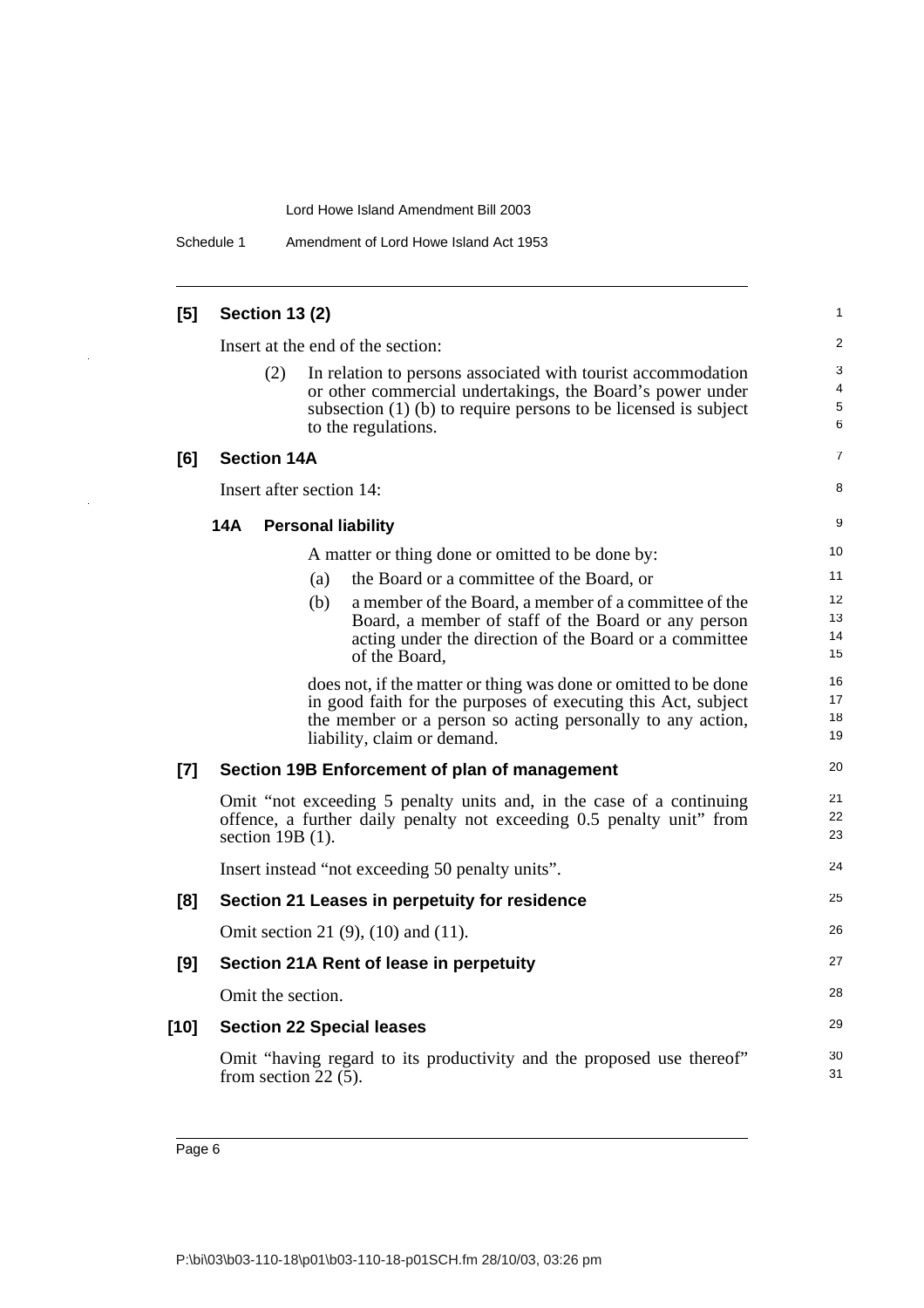**[5] Section 13 (2)**

Insert at the end of the section:

(2) In relation to persons associated with tourist accommodation or other commercial undertakings, the Board's power under subsection (1) (b) to require persons to be licensed is subject to the regulations.

**[6] Section 14A**

Insert after section 14:

**14A Personal liability**

A matter or thing done or omitted to be done by:

(a) the Board or a committee of the Board, or

(b) a member of the Board, a member of a committee of the Board, a member of staff of the Board or any person acting under the direction of the Board or a committee of the Board,

does not, if the matter or thing was done or omitted to be done in good faith for the purposes of executing this Act, subject the member or a person so acting personally to any action, liability, claim or demand.

**[7] Section 19B Enforcement of plan of management**

Omit "not exceeding 5 penalty units and, in the case of a continuing offence, a further daily penalty not exceeding 0.5 penalty unit" from section 19B (1).

Insert instead "not exceeding 50 penalty units".

**[8] Section 21 Leases in perpetuity for residence**

Omit section 21 (9), (10) and (11).

**[9] Section 21A Rent of lease in perpetuity**

Omit the section.

**[10] Section 22 Special leases**

Omit "having regard to its productivity and the proposed use thereof" from section 22 (5).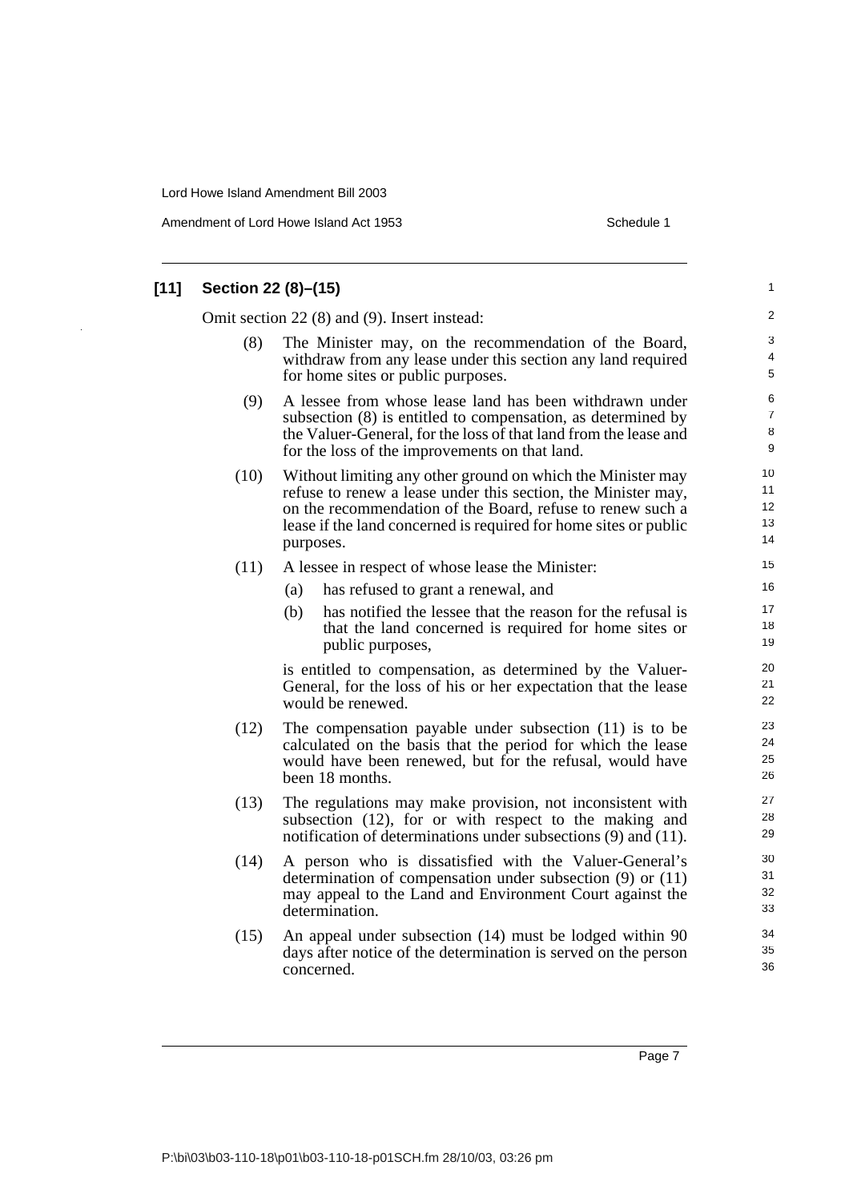**[11] Section 22 (8)–(15)**

Omit section 22 (8) and (9). Insert instead:

(8) The Minister may, on the recommendation of the Board, withdraw from any lease under this section any land required for home sites or public purposes.

(9) A lessee from whose lease land has been withdrawn under subsection (8) is entitled to compensation, as determined by the Valuer-General, for the loss of that land from the lease and for the loss of the improvements on that land.

(10) Without limiting any other ground on which the Minister may refuse to renew a lease under this section, the Minister may, on the recommendation of the Board, refuse to renew such a lease if the land concerned is required for home sites or public purposes.

(11) A lessee in respect of whose lease the Minister:

- (a) has refused to grant a renewal, and
- (b) has notified the lessee that the reason for the refusal is that the land concerned is required for home sites or public purposes,

is entitled to compensation, as determined by the Valuer-General, for the loss of his or her expectation that the lease would be renewed.

(12) The compensation payable under subsection (11) is to be calculated on the basis that the period for which the lease would have been renewed, but for the refusal, would have been 18 months.

(13) The regulations may make provision, not inconsistent with subsection (12), for or with respect to the making and notification of determinations under subsections (9) and (11).

(14) A person who is dissatisfied with the Valuer-General's determination of compensation under subsection (9) or (11) may appeal to the Land and Environment Court against the determination.

(15) An appeal under subsection (14) must be lodged within 90 days after notice of the determination is served on the person concerned.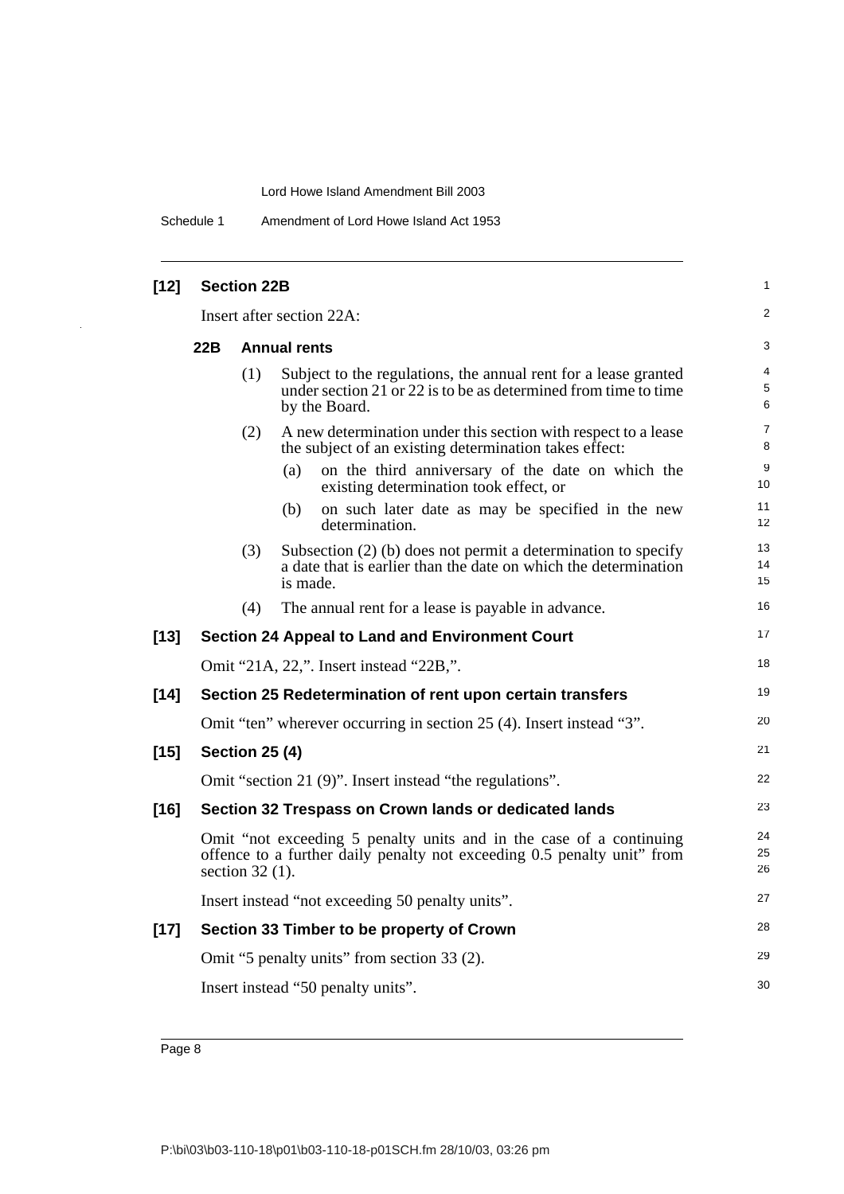### [12] Section 22B

Insert after section 22A:

#### 22B Annual rents

(1) Subject to the regulations, the annual rent for a lease granted under section 21 or 22 is to be as determined from time to time by the Board.

(2) A new determination under this section with respect to a lease the subject of an existing determination takes effect:

- (a) on the third anniversary of the date on which the existing determination took effect, or
- (b) on such later date as may be specified in the new determination.

(3) Subsection (2) (b) does not permit a determination to specify a date that is earlier than the date on which the determination is made.

(4) The annual rent for a lease is payable in advance.

### [13] Section 24 Appeal to Land and Environment Court

Omit "21A, 22,". Insert instead "22B,".

### [14] Section 25 Redetermination of rent upon certain transfers

Omit "ten" wherever occurring in section 25 (4). Insert instead "3".

### [15] Section 25 (4)

Omit "section 21 (9)". Insert instead "the regulations".

### [16] Section 32 Trespass on Crown lands or dedicated lands

Omit "not exceeding 5 penalty units and in the case of a continuing offence to a further daily penalty not exceeding 0.5 penalty unit" from section 32 (1).

Insert instead "not exceeding 50 penalty units".

### [17] Section 33 Timber to be property of Crown

Omit "5 penalty units" from section 33 (2).

Insert instead "50 penalty units".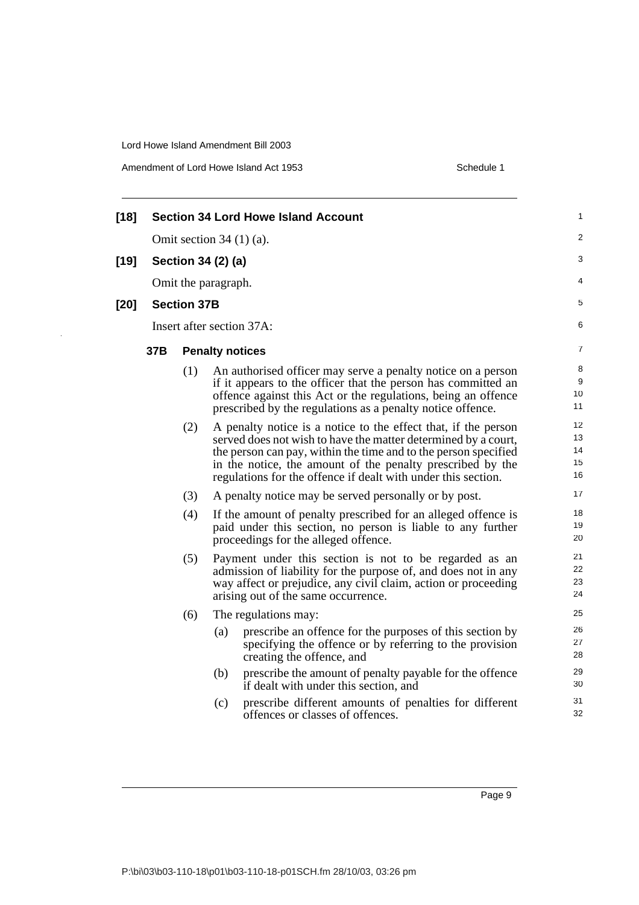**[18] Section 34 Lord Howe Island Account**

Omit section 34 (1) (a).

**[19] Section 34 (2) (a)**

Omit the paragraph.

**[20] Section 37B**

Insert after section 37A:

**37B Penalty notices**

(1) An authorised officer may serve a penalty notice on a person if it appears to the officer that the person has committed an offence against this Act or the regulations, being an offence prescribed by the regulations as a penalty notice offence.

(2) A penalty notice is a notice to the effect that, if the person served does not wish to have the matter determined by a court, the person can pay, within the time and to the person specified in the notice, the amount of the penalty prescribed by the regulations for the offence if dealt with under this section.

(3) A penalty notice may be served personally or by post.

(4) If the amount of penalty prescribed for an alleged offence is paid under this section, no person is liable to any further proceedings for the alleged offence.

(5) Payment under this section is not to be regarded as an admission of liability for the purpose of, and does not in any way affect or prejudice, any civil claim, action or proceeding arising out of the same occurrence.

(6) The regulations may:

(a) prescribe an offence for the purposes of this section by specifying the offence or by referring to the provision creating the offence, and

(b) prescribe the amount of penalty payable for the offence if dealt with under this section, and

(c) prescribe different amounts of penalties for different offences or classes of offences.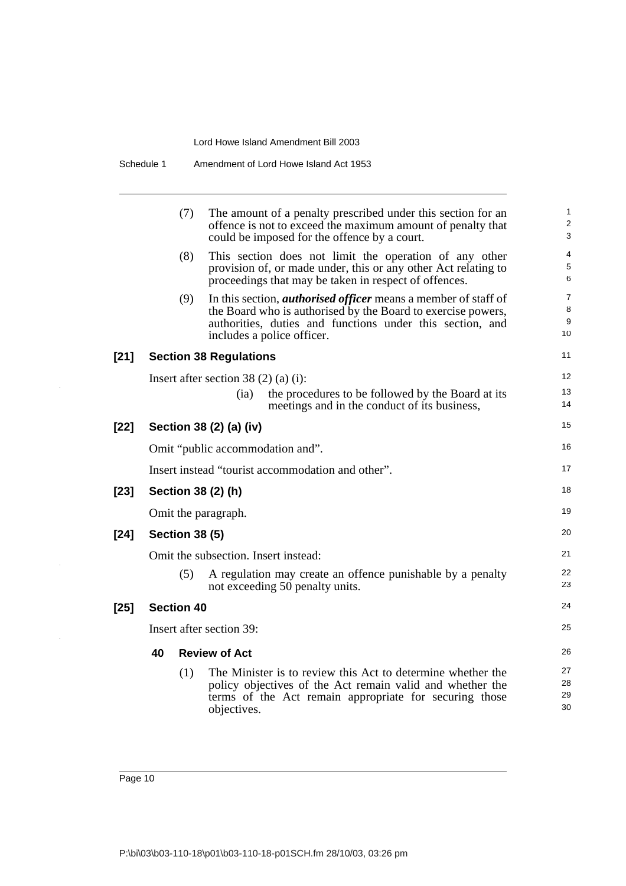(7) The amount of a penalty prescribed under this section for an offence is not to exceed the maximum amount of penalty that could be imposed for the offence by a court.

(8) This section does not limit the operation of any other provision of, or made under, this or any other Act relating to proceedings that may be taken in respect of offences.

(9) In this section, ***authorised officer*** means a member of staff of the Board who is authorised by the Board to exercise powers, authorities, duties and functions under this section, and includes a police officer.

### [21] Section 38 Regulations

Insert after section 38 (2) (a) (i):

(ia) the procedures to be followed by the Board at its meetings and in the conduct of its business,

### [22] Section 38 (2) (a) (iv)

Omit "public accommodation and".

Insert instead "tourist accommodation and other".

### [23] Section 38 (2) (h)

Omit the paragraph.

### [24] Section 38 (5)

Omit the subsection. Insert instead:

(5) A regulation may create an offence punishable by a penalty not exceeding 50 penalty units.

### [25] Section 40

Insert after section 39:

**40 Review of Act**

(1) The Minister is to review this Act to determine whether the policy objectives of the Act remain valid and whether the terms of the Act remain appropriate for securing those objectives.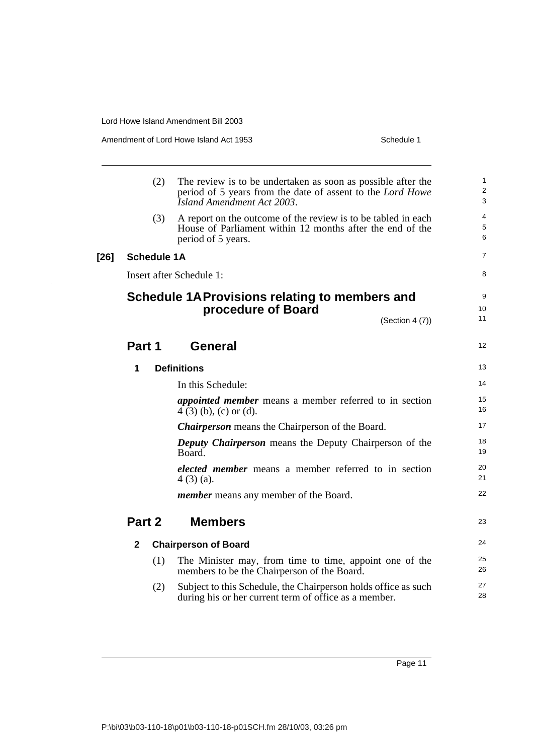(2) The review is to be undertaken as soon as possible after the period of 5 years from the date of assent to the *Lord Howe Island Amendment Act 2003*.

(3) A report on the outcome of the review is to be tabled in each House of Parliament within 12 months after the end of the period of 5 years.

**[26] Schedule 1A**

Insert after Schedule 1:

# Schedule 1A Provisions relating to members and procedure of Board

(Section 4 (7))

## Part 1 General

### 1 Definitions

In this Schedule:

***appointed member*** means a member referred to in section 4 (3) (b), (c) or (d).

***Chairperson*** means the Chairperson of the Board.

***Deputy Chairperson*** means the Deputy Chairperson of the Board.

***elected member*** means a member referred to in section 4 (3) (a).

***member*** means any member of the Board.

## Part 2 Members

### 2 Chairperson of Board

(1) The Minister may, from time to time, appoint one of the members to be the Chairperson of the Board.

(2) Subject to this Schedule, the Chairperson holds office as such during his or her current term of office as a member.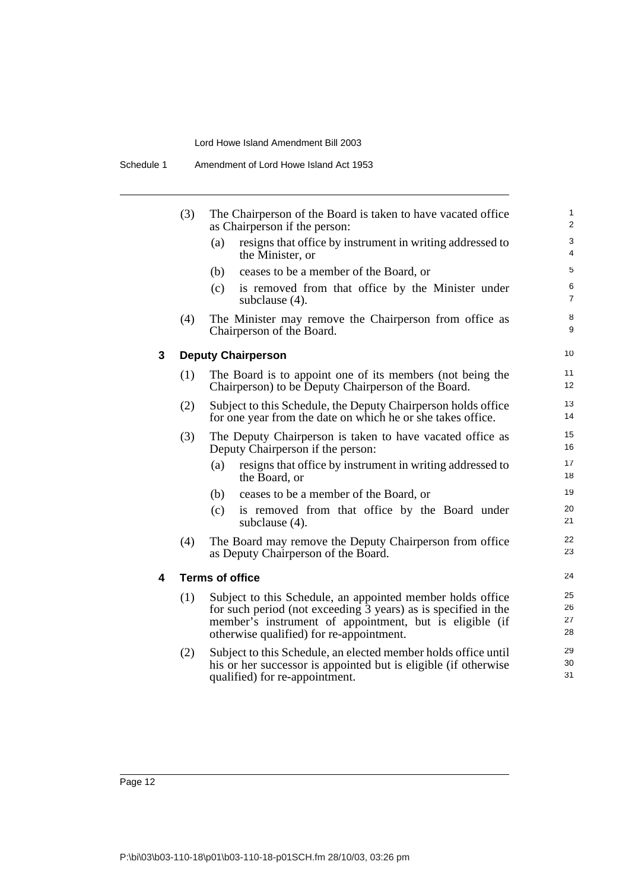(3) The Chairperson of the Board is taken to have vacated office as Chairperson if the person:

(a) resigns that office by instrument in writing addressed to the Minister, or

(b) ceases to be a member of the Board, or

(c) is removed from that office by the Minister under subclause (4).

(4) The Minister may remove the Chairperson from office as Chairperson of the Board.

### 3 Deputy Chairperson

(1) The Board is to appoint one of its members (not being the Chairperson) to be Deputy Chairperson of the Board.

(2) Subject to this Schedule, the Deputy Chairperson holds office for one year from the date on which he or she takes office.

(3) The Deputy Chairperson is taken to have vacated office as Deputy Chairperson if the person:

(a) resigns that office by instrument in writing addressed to the Board, or

(b) ceases to be a member of the Board, or

(c) is removed from that office by the Board under subclause (4).

(4) The Board may remove the Deputy Chairperson from office as Deputy Chairperson of the Board.

### 4 Terms of office

(1) Subject to this Schedule, an appointed member holds office for such period (not exceeding 3 years) as is specified in the member's instrument of appointment, but is eligible (if otherwise qualified) for re-appointment.

(2) Subject to this Schedule, an elected member holds office until his or her successor is appointed but is eligible (if otherwise qualified) for re-appointment.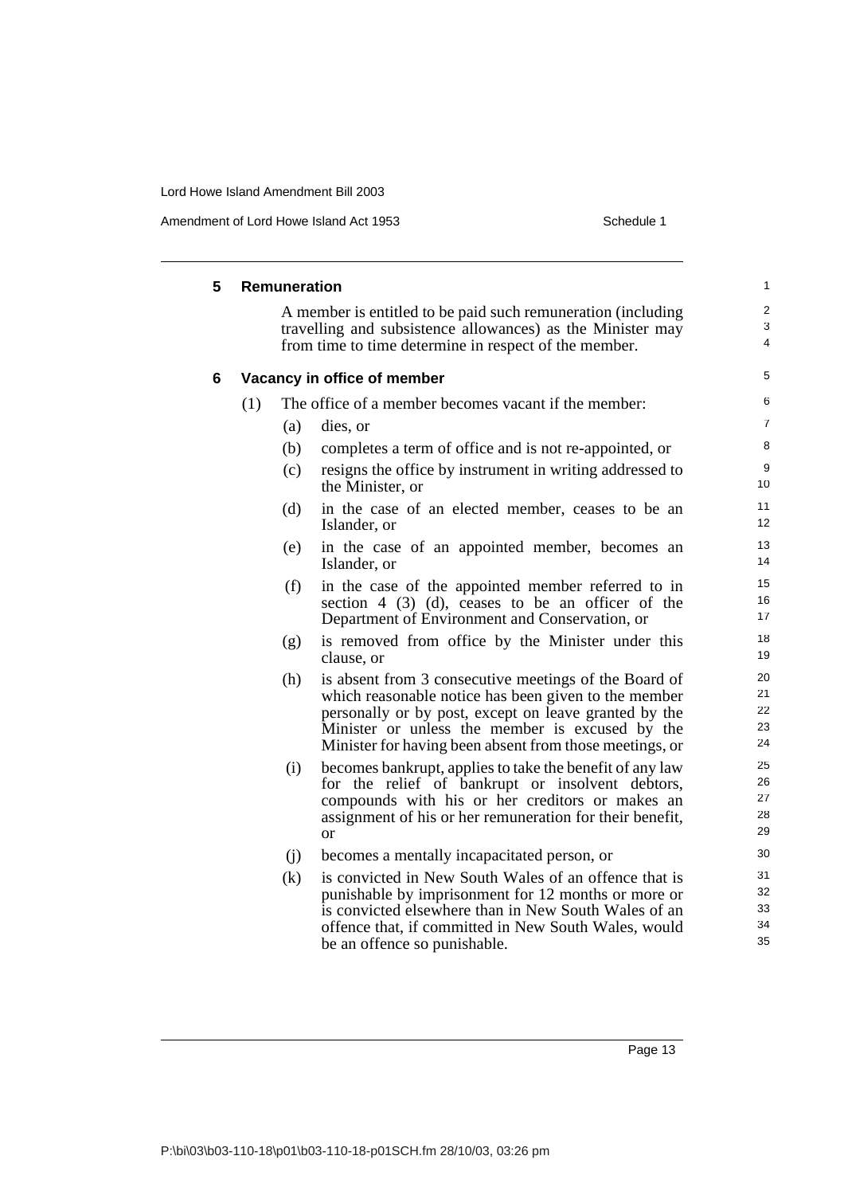### 5 Remuneration

A member is entitled to be paid such remuneration (including travelling and subsistence allowances) as the Minister may from time to time determine in respect of the member.

### 6 Vacancy in office of member

(1) The office of a member becomes vacant if the member:

(a) dies, or

(b) completes a term of office and is not re-appointed, or

(c) resigns the office by instrument in writing addressed to the Minister, or

(d) in the case of an elected member, ceases to be an Islander, or

(e) in the case of an appointed member, becomes an Islander, or

(f) in the case of the appointed member referred to in section 4 (3) (d), ceases to be an officer of the Department of Environment and Conservation, or

(g) is removed from office by the Minister under this clause, or

(h) is absent from 3 consecutive meetings of the Board of which reasonable notice has been given to the member personally or by post, except on leave granted by the Minister or unless the member is excused by the Minister for having been absent from those meetings, or

(i) becomes bankrupt, applies to take the benefit of any law for the relief of bankrupt or insolvent debtors, compounds with his or her creditors or makes an assignment of his or her remuneration for their benefit, or

(j) becomes a mentally incapacitated person, or

(k) is convicted in New South Wales of an offence that is punishable by imprisonment for 12 months or more or is convicted elsewhere than in New South Wales of an offence that, if committed in New South Wales, would be an offence so punishable.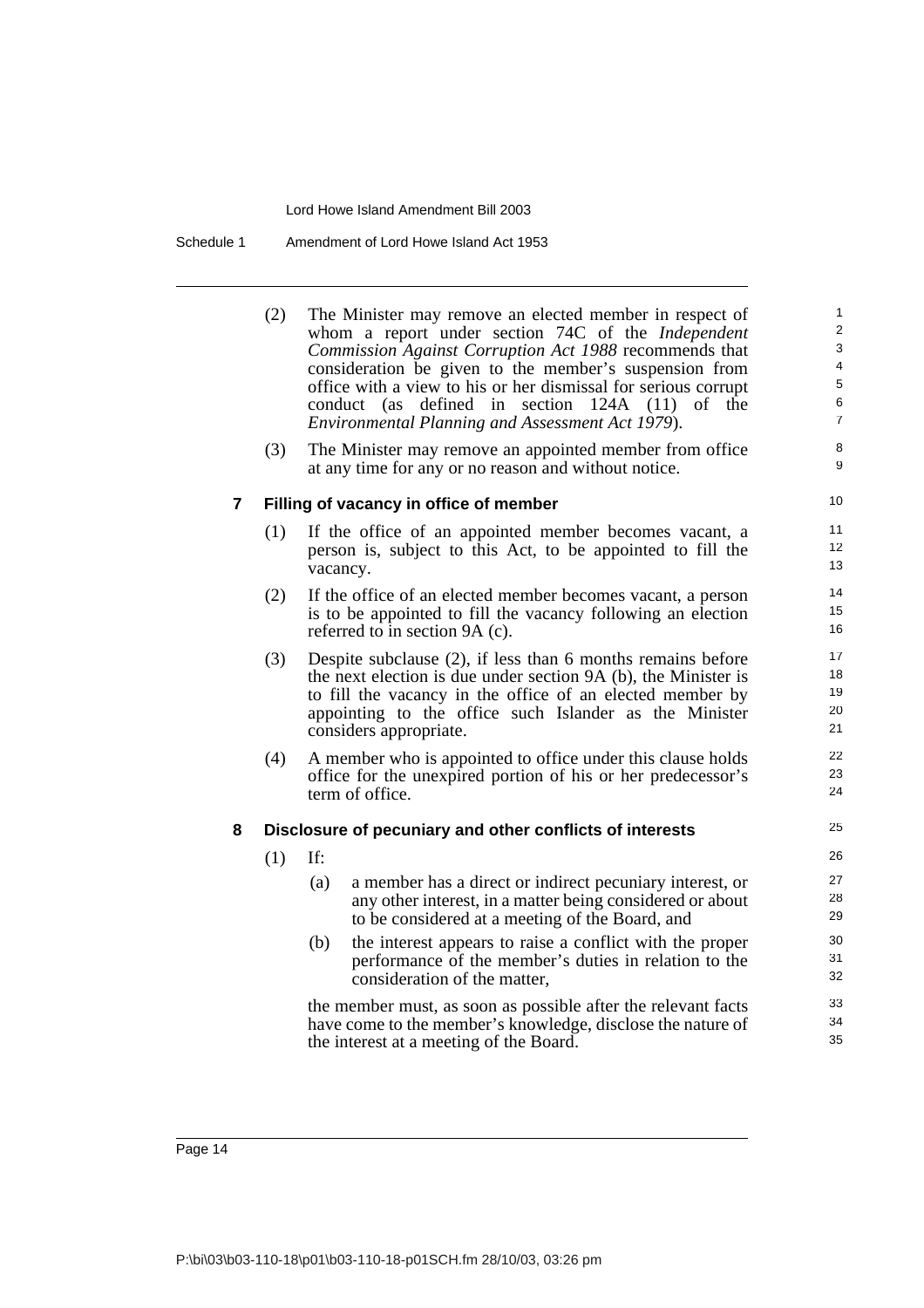(2) The Minister may remove an elected member in respect of whom a report under section 74C of the *Independent Commission Against Corruption Act 1988* recommends that consideration be given to the member's suspension from office with a view to his or her dismissal for serious corrupt conduct (as defined in section 124A (11) of the *Environmental Planning and Assessment Act 1979*).

(3) The Minister may remove an appointed member from office at any time for any or no reason and without notice.

### 7 Filling of vacancy in office of member

(1) If the office of an appointed member becomes vacant, a person is, subject to this Act, to be appointed to fill the vacancy.

(2) If the office of an elected member becomes vacant, a person is to be appointed to fill the vacancy following an election referred to in section 9A (c).

(3) Despite subclause (2), if less than 6 months remains before the next election is due under section 9A (b), the Minister is to fill the vacancy in the office of an elected member by appointing to the office such Islander as the Minister considers appropriate.

(4) A member who is appointed to office under this clause holds office for the unexpired portion of his or her predecessor's term of office.

### 8 Disclosure of pecuniary and other conflicts of interests

(1) If:

(a) a member has a direct or indirect pecuniary interest, or any other interest, in a matter being considered or about to be considered at a meeting of the Board, and

(b) the interest appears to raise a conflict with the proper performance of the member's duties in relation to the consideration of the matter,

the member must, as soon as possible after the relevant facts have come to the member's knowledge, disclose the nature of the interest at a meeting of the Board.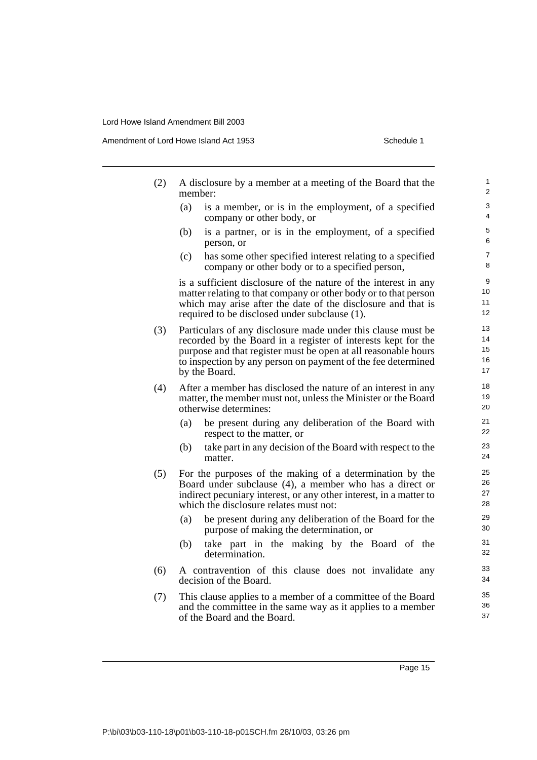(2) A disclosure by a member at a meeting of the Board that the member:

(a) is a member, or is in the employment, of a specified company or other body, or

(b) is a partner, or is in the employment, of a specified person, or

(c) has some other specified interest relating to a specified company or other body or to a specified person,

is a sufficient disclosure of the nature of the interest in any matter relating to that company or other body or to that person which may arise after the date of the disclosure and that is required to be disclosed under subclause (1).

(3) Particulars of any disclosure made under this clause must be recorded by the Board in a register of interests kept for the purpose and that register must be open at all reasonable hours to inspection by any person on payment of the fee determined by the Board.

(4) After a member has disclosed the nature of an interest in any matter, the member must not, unless the Minister or the Board otherwise determines:

(a) be present during any deliberation of the Board with respect to the matter, or

(b) take part in any decision of the Board with respect to the matter.

(5) For the purposes of the making of a determination by the Board under subclause (4), a member who has a direct or indirect pecuniary interest, or any other interest, in a matter to which the disclosure relates must not:

(a) be present during any deliberation of the Board for the purpose of making the determination, or

(b) take part in the making by the Board of the determination.

(6) A contravention of this clause does not invalidate any decision of the Board.

(7) This clause applies to a member of a committee of the Board and the committee in the same way as it applies to a member of the Board and the Board.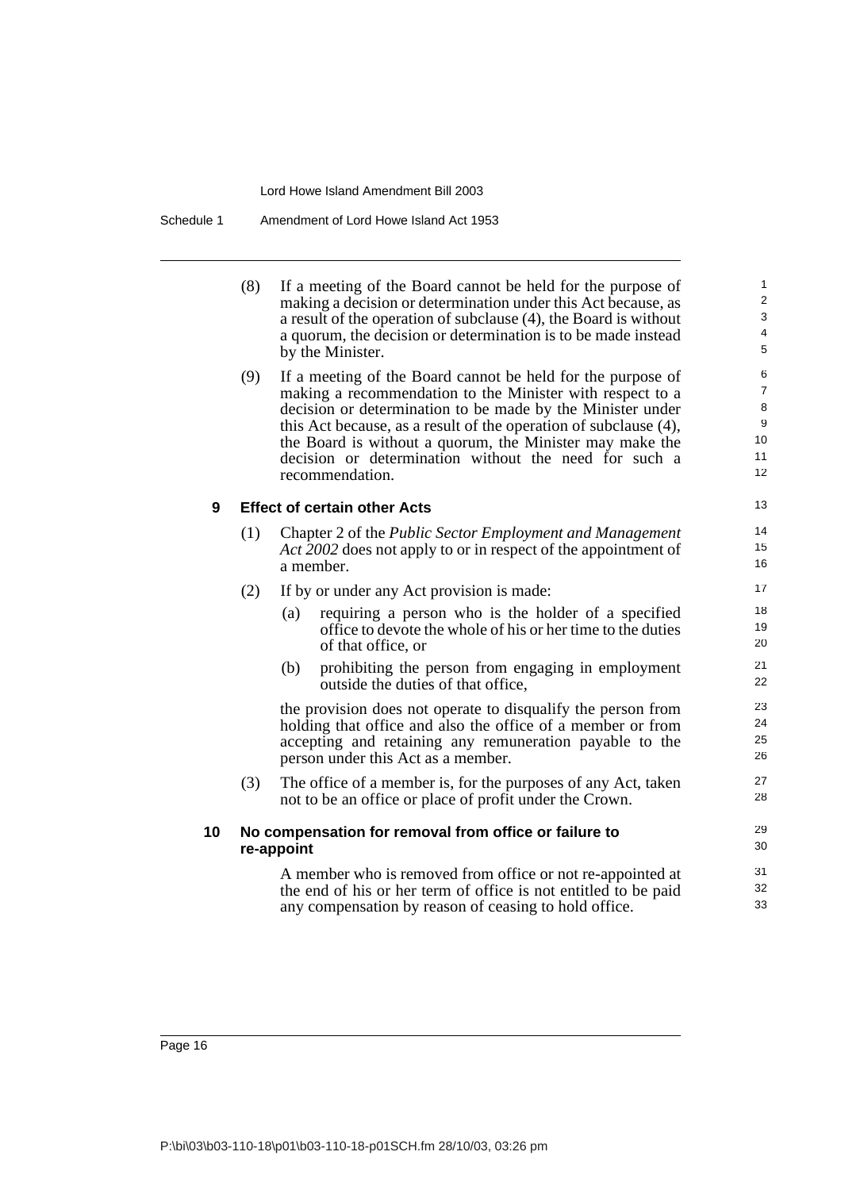(8) If a meeting of the Board cannot be held for the purpose of making a decision or determination under this Act because, as a result of the operation of subclause (4), the Board is without a quorum, the decision or determination is to be made instead by the Minister.

(9) If a meeting of the Board cannot be held for the purpose of making a recommendation to the Minister with respect to a decision or determination to be made by the Minister under this Act because, as a result of the operation of subclause (4), the Board is without a quorum, the Minister may make the decision or determination without the need for such a recommendation.

### 9 Effect of certain other Acts

(1) Chapter 2 of the *Public Sector Employment and Management Act 2002* does not apply to or in respect of the appointment of a member.

(2) If by or under any Act provision is made:

- (a) requiring a person who is the holder of a specified office to devote the whole of his or her time to the duties of that office, or
- (b) prohibiting the person from engaging in employment outside the duties of that office,

the provision does not operate to disqualify the person from holding that office and also the office of a member or from accepting and retaining any remuneration payable to the person under this Act as a member.

(3) The office of a member is, for the purposes of any Act, taken not to be an office or place of profit under the Crown.

### 10 No compensation for removal from office or failure to re-appoint

A member who is removed from office or not re-appointed at the end of his or her term of office is not entitled to be paid any compensation by reason of ceasing to hold office.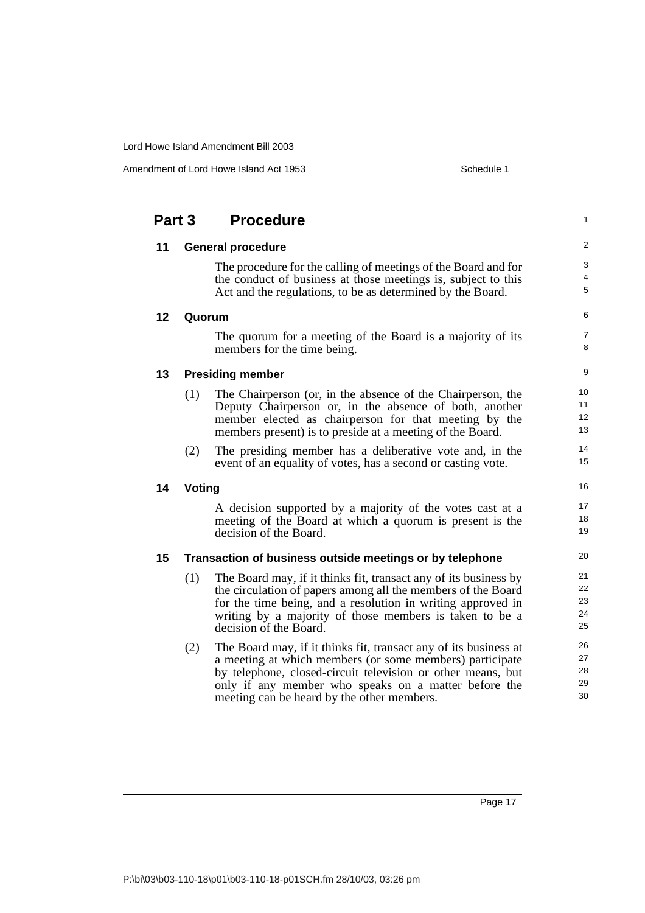## Part 3 Procedure

### 11 General procedure

The procedure for the calling of meetings of the Board and for the conduct of business at those meetings is, subject to this Act and the regulations, to be as determined by the Board.

### 12 Quorum

The quorum for a meeting of the Board is a majority of its members for the time being.

### 13 Presiding member

(1) The Chairperson (or, in the absence of the Chairperson, the Deputy Chairperson or, in the absence of both, another member elected as chairperson for that meeting by the members present) is to preside at a meeting of the Board.

(2) The presiding member has a deliberative vote and, in the event of an equality of votes, has a second or casting vote.

### 14 Voting

A decision supported by a majority of the votes cast at a meeting of the Board at which a quorum is present is the decision of the Board.

### 15 Transaction of business outside meetings or by telephone

(1) The Board may, if it thinks fit, transact any of its business by the circulation of papers among all the members of the Board for the time being, and a resolution in writing approved in writing by a majority of those members is taken to be a decision of the Board.

(2) The Board may, if it thinks fit, transact any of its business at a meeting at which members (or some members) participate by telephone, closed-circuit television or other means, but only if any member who speaks on a matter before the meeting can be heard by the other members.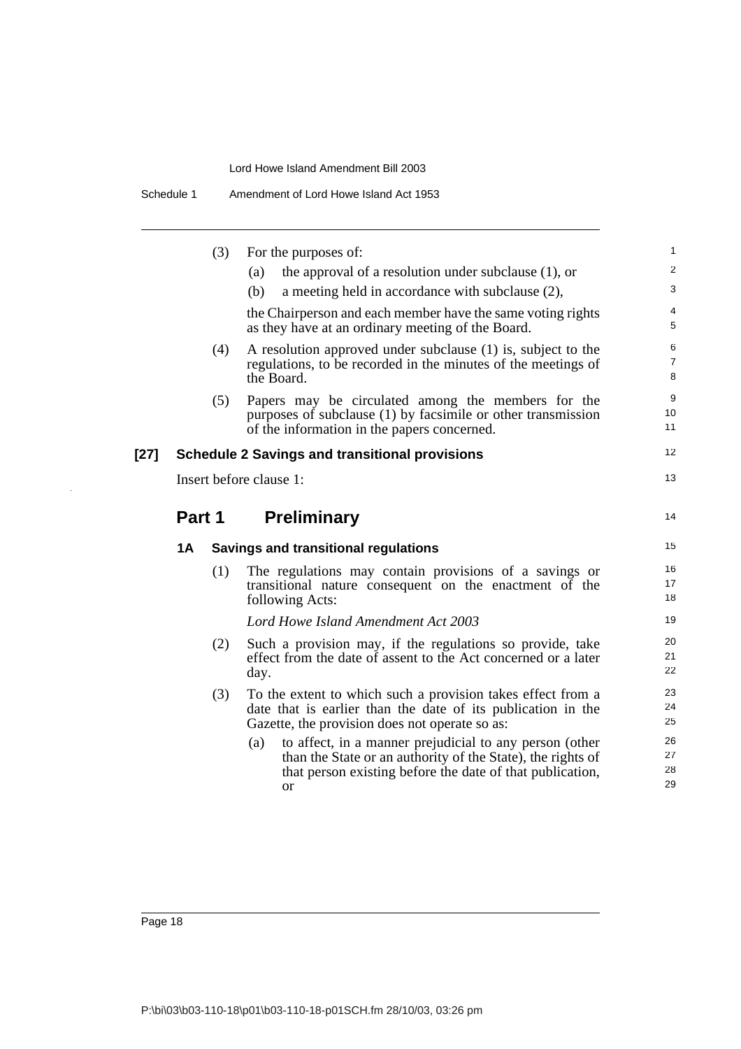(3) For the purposes of:

(a) the approval of a resolution under subclause (1), or

(b) a meeting held in accordance with subclause (2),

the Chairperson and each member have the same voting rights as they have at an ordinary meeting of the Board.

(4) A resolution approved under subclause (1) is, subject to the regulations, to be recorded in the minutes of the meetings of the Board.

(5) Papers may be circulated among the members for the purposes of subclause (1) by facsimile or other transmission of the information in the papers concerned.

**[27] Schedule 2 Savings and transitional provisions**

Insert before clause 1:

## Part 1 Preliminary

### 1A Savings and transitional regulations

(1) The regulations may contain provisions of a savings or transitional nature consequent on the enactment of the following Acts:

*Lord Howe Island Amendment Act 2003*

(2) Such a provision may, if the regulations so provide, take effect from the date of assent to the Act concerned or a later day.

(3) To the extent to which such a provision takes effect from a date that is earlier than the date of its publication in the Gazette, the provision does not operate so as:

(a) to affect, in a manner prejudicial to any person (other than the State or an authority of the State), the rights of that person existing before the date of that publication, or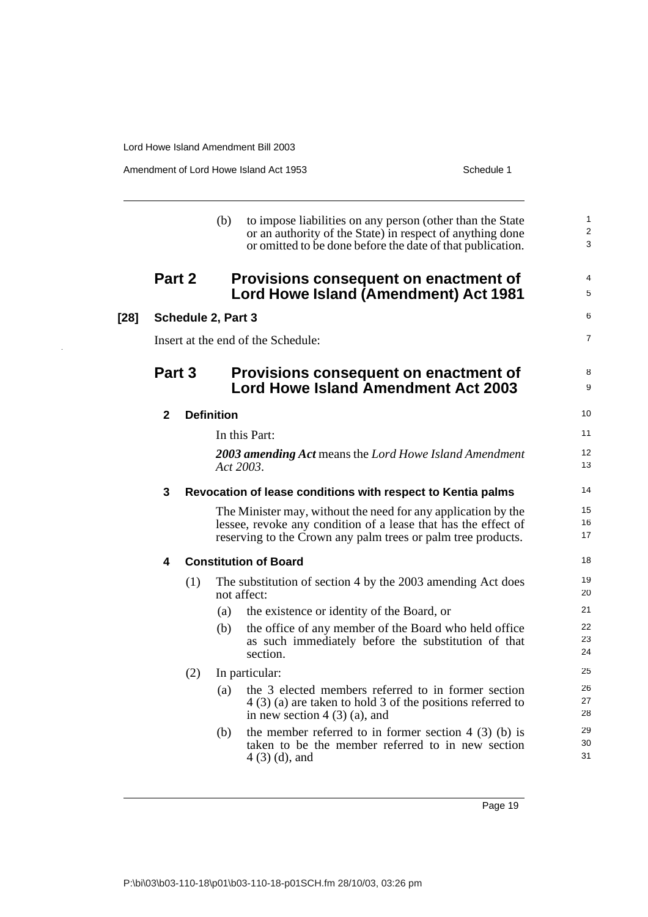(b) to impose liabilities on any person (other than the State or an authority of the State) in respect of anything done or omitted to be done before the date of that publication.

## Part 2 Provisions consequent on enactment of Lord Howe Island (Amendment) Act 1981

**[28] Schedule 2, Part 3**

Insert at the end of the Schedule:

## Part 3 Provisions consequent on enactment of Lord Howe Island Amendment Act 2003

**2 Definition**

In this Part:

***2003 amending Act*** means the *Lord Howe Island Amendment Act 2003*.

**3 Revocation of lease conditions with respect to Kentia palms**

The Minister may, without the need for any application by the lessee, revoke any condition of a lease that has the effect of reserving to the Crown any palm trees or palm tree products.

**4 Constitution of Board**

(1) The substitution of section 4 by the 2003 amending Act does not affect:

(a) the existence or identity of the Board, or

(b) the office of any member of the Board who held office as such immediately before the substitution of that section.

(2) In particular:

(a) the 3 elected members referred to in former section 4 (3) (a) are taken to hold 3 of the positions referred to in new section 4 (3) (a), and

(b) the member referred to in former section 4 (3) (b) is taken to be the member referred to in new section 4 (3) (d), and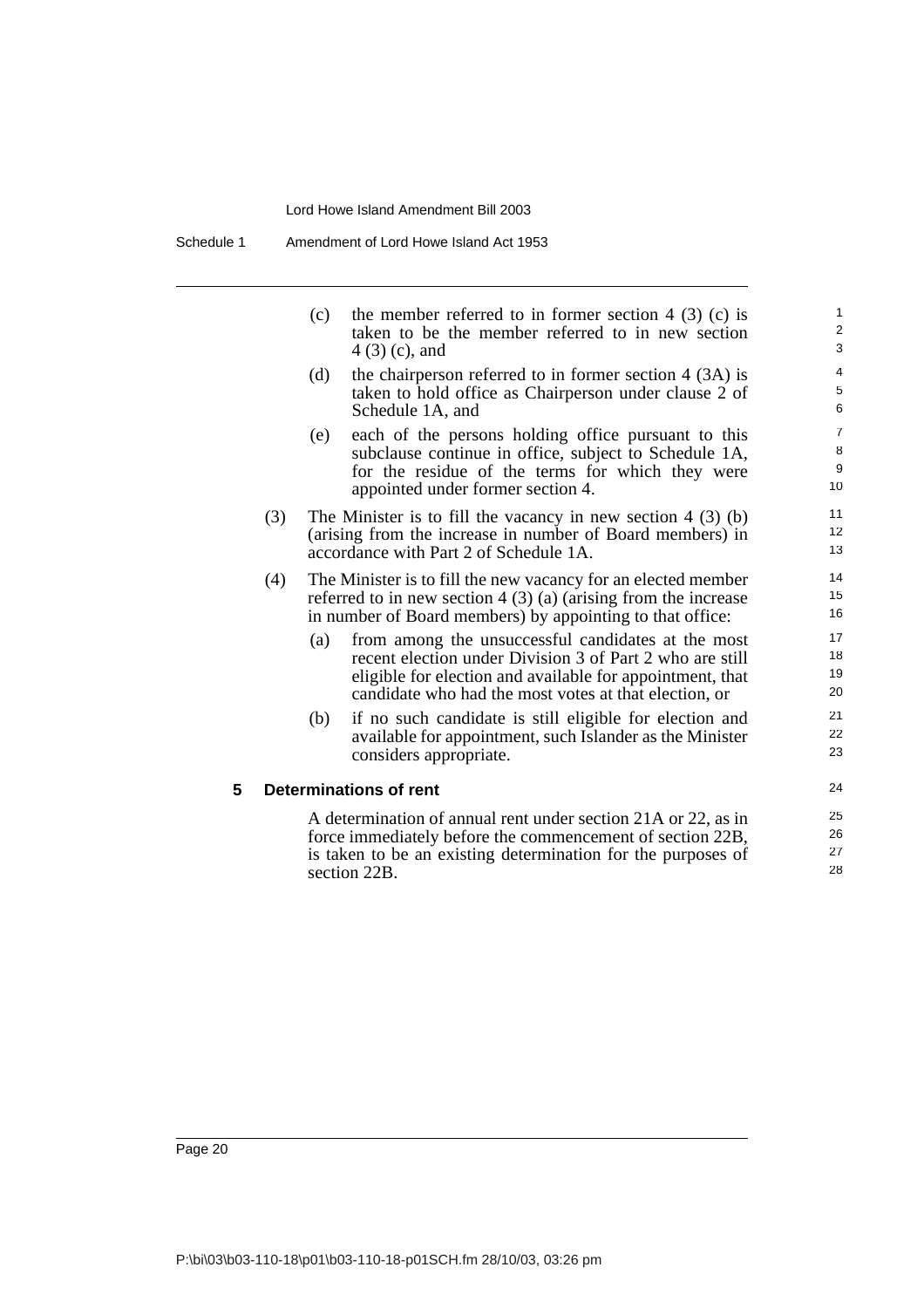(c) the member referred to in former section 4 (3) (c) is taken to be the member referred to in new section 4 (3) (c), and

(d) the chairperson referred to in former section 4 (3A) is taken to hold office as Chairperson under clause 2 of Schedule 1A, and

(e) each of the persons holding office pursuant to this subclause continue in office, subject to Schedule 1A, for the residue of the terms for which they were appointed under former section 4.

(3) The Minister is to fill the vacancy in new section 4 (3) (b) (arising from the increase in number of Board members) in accordance with Part 2 of Schedule 1A.

(4) The Minister is to fill the new vacancy for an elected member referred to in new section 4 (3) (a) (arising from the increase in number of Board members) by appointing to that office:

(a) from among the unsuccessful candidates at the most recent election under Division 3 of Part 2 who are still eligible for election and available for appointment, that candidate who had the most votes at that election, or

(b) if no such candidate is still eligible for election and available for appointment, such Islander as the Minister considers appropriate.

### 5 Determinations of rent

A determination of annual rent under section 21A or 22, as in force immediately before the commencement of section 22B, is taken to be an existing determination for the purposes of section 22B.